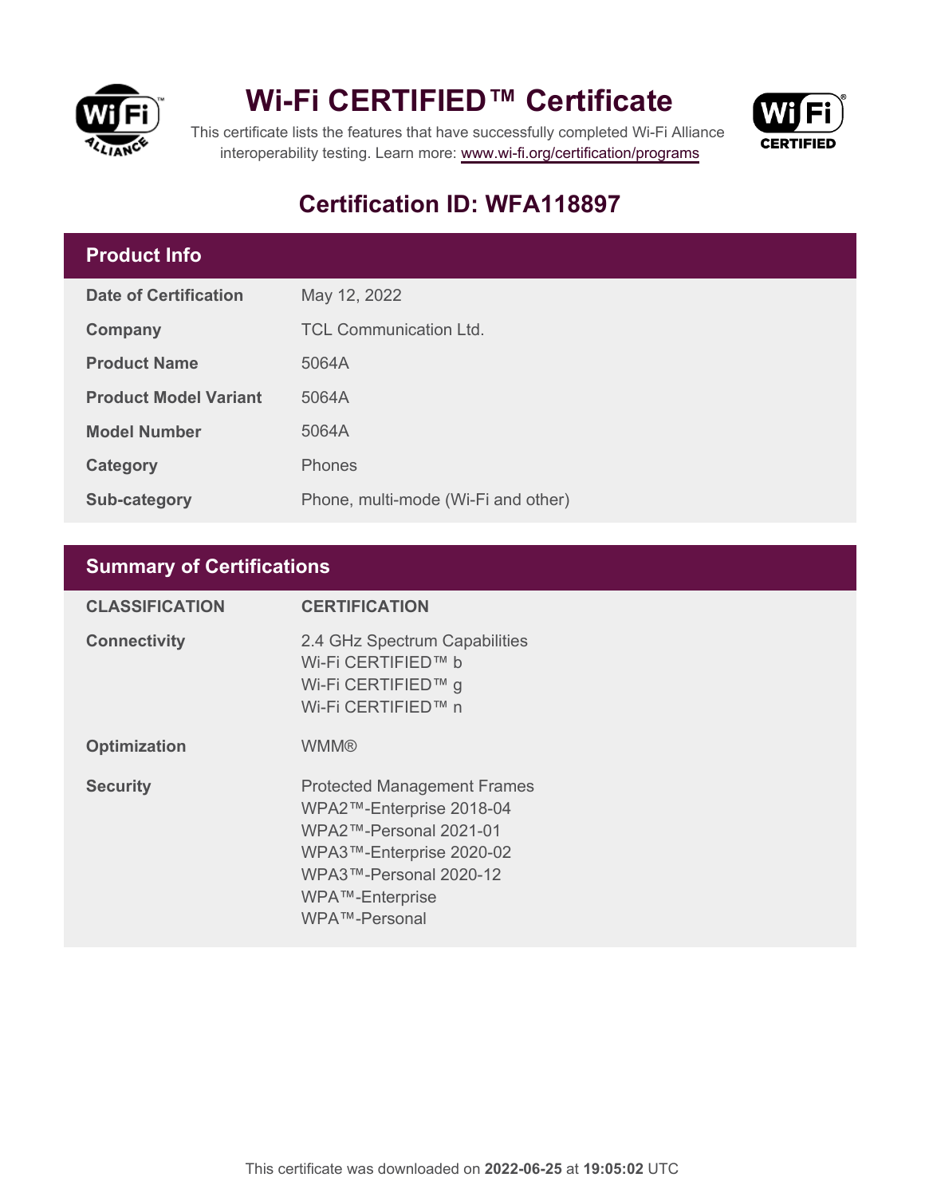# Wi-Fi CERTIFIED™ Certificate

This certificate lists the features that have successfully completed Wi-Fi Alliance interoperability testing. Learn more: www.wi-fi.org/certification/programs

## Certification ID: WFA118897

## Product Info

| | |
|---|---|
| **Date of Certification** | May 12, 2022 |
| **Company** | TCL Communication Ltd. |
| **Product Name** | 5064A |
| **Product Model Variant** | 5064A |
| **Model Number** | 5064A |
| **Category** | Phones |
| **Sub-category** | Phone, multi-mode (Wi-Fi and other) |

## Summary of Certifications

| CLASSIFICATION | CERTIFICATION |
|---|---|
| **Connectivity** | 2.4 GHz Spectrum Capabilities<br>Wi-Fi CERTIFIED™ b<br>Wi-Fi CERTIFIED™ g<br>Wi-Fi CERTIFIED™ n |
| **Optimization** | WMM® |
| **Security** | Protected Management Frames<br>WPA2™-Enterprise 2018-04<br>WPA2™-Personal 2021-01<br>WPA3™-Enterprise 2020-02<br>WPA3™-Personal 2020-12<br>WPA™-Enterprise<br>WPA™-Personal |

This certificate was downloaded on **2022-06-25** at **19:05:02** UTC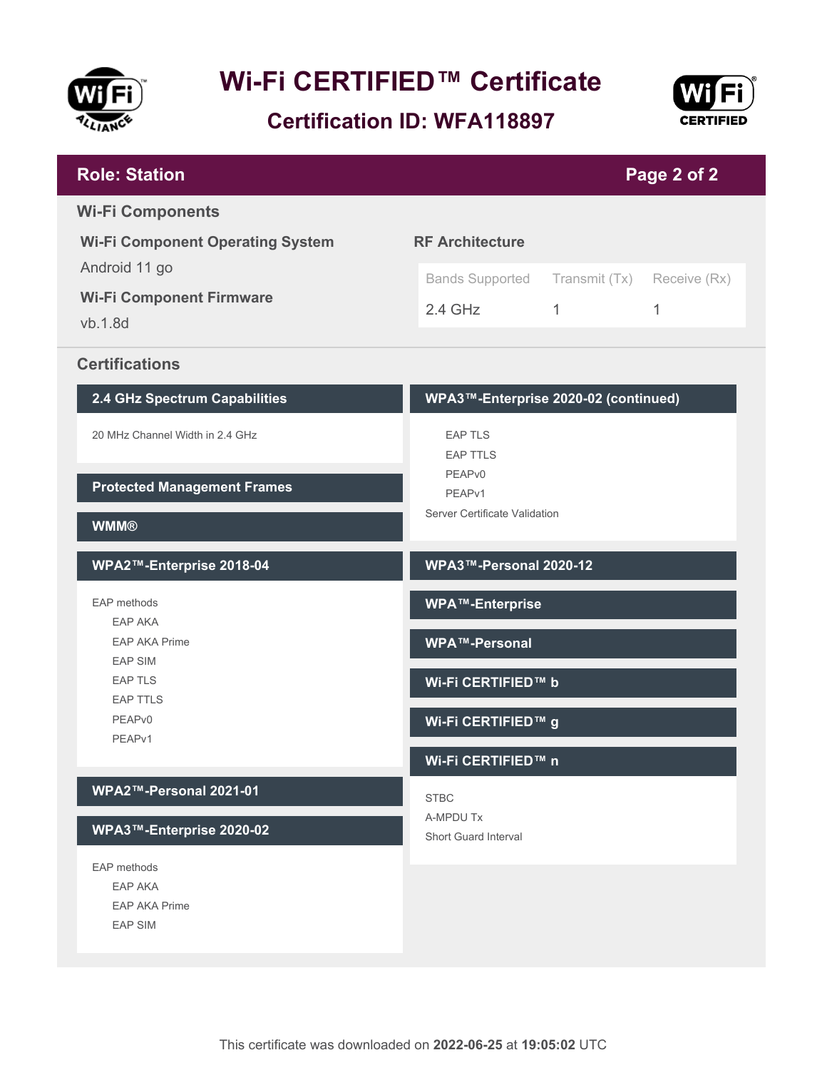# Wi-Fi CERTIFIED™ Certificate

## Certification ID: WFA118897

## Role: Station

### Wi-Fi Components

**Wi-Fi Component Operating System**

Android 11 go

**Wi-Fi Component Firmware**

vb.1.8d

**RF Architecture**

| Bands Supported | Transmit (Tx) | Receive (Rx) |
|---|---|---|
| 2.4 GHz | 1 | 1 |

### Certifications

#### 2.4 GHz Spectrum Capabilities

20 MHz Channel Width in 2.4 GHz

#### Protected Management Frames

#### WMM®

#### WPA2™-Enterprise 2018-04

EAP methods
- EAP AKA
- EAP AKA Prime
- EAP SIM
- EAP TLS
- EAP TTLS
- PEAPv0
- PEAPv1

#### WPA2™-Personal 2021-01

#### WPA3™-Enterprise 2020-02

EAP methods
- EAP AKA
- EAP AKA Prime
- EAP SIM
- EAP TLS
- EAP TTLS
- PEAPv0
- PEAPv1

Server Certificate Validation

#### WPA3™-Personal 2020-12

#### WPA™-Enterprise

#### WPA™-Personal

#### Wi-Fi CERTIFIED™ b

#### Wi-Fi CERTIFIED™ g

#### Wi-Fi CERTIFIED™ n

STBC

A-MPDU Tx

Short Guard Interval

This certificate was downloaded on **2022-06-25** at **19:05:02** UTC